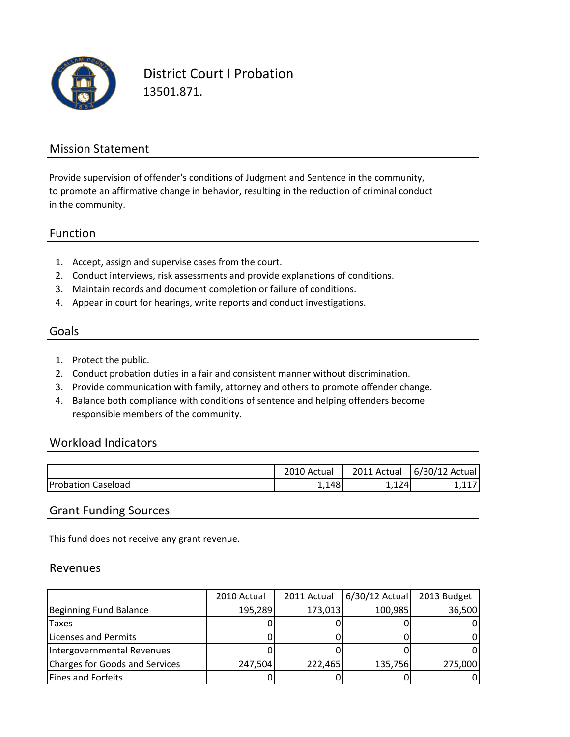# District Court I Probation

13501.871.

## Mission Statement

Provide supervision of offender's conditions of Judgment and Sentence in the community, to promote an affirmative change in behavior, resulting in the reduction of criminal conduct in the community.

## Function

1. Accept, assign and supervise cases from the court.
2. Conduct interviews, risk assessments and provide explanations of conditions.
3. Maintain records and document completion or failure of conditions.
4. Appear in court for hearings, write reports and conduct investigations.

## Goals

1. Protect the public.
2. Conduct probation duties in a fair and consistent manner without discrimination.
3. Provide communication with family, attorney and others to promote offender change.
4. Balance both compliance with conditions of sentence and helping offenders become responsible members of the community.

## Workload Indicators

| | 2010 Actual | 2011 Actual | 6/30/12 Actual |
|---|---|---|---|
| Probation Caseload | 1,148 | 1,124 | 1,117 |

## Grant Funding Sources

This fund does not receive any grant revenue.

## Revenues

| | 2010 Actual | 2011 Actual | 6/30/12 Actual | 2013 Budget |
|---|---|---|---|---|
| Beginning Fund Balance | 195,289 | 173,013 | 100,985 | 36,500 |
| Taxes | 0 | 0 | 0 | 0 |
| Licenses and Permits | 0 | 0 | 0 | 0 |
| Intergovernmental Revenues | 0 | 0 | 0 | 0 |
| Charges for Goods and Services | 247,504 | 222,465 | 135,756 | 275,000 |
| Fines and Forfeits | 0 | 0 | 0 | 0 |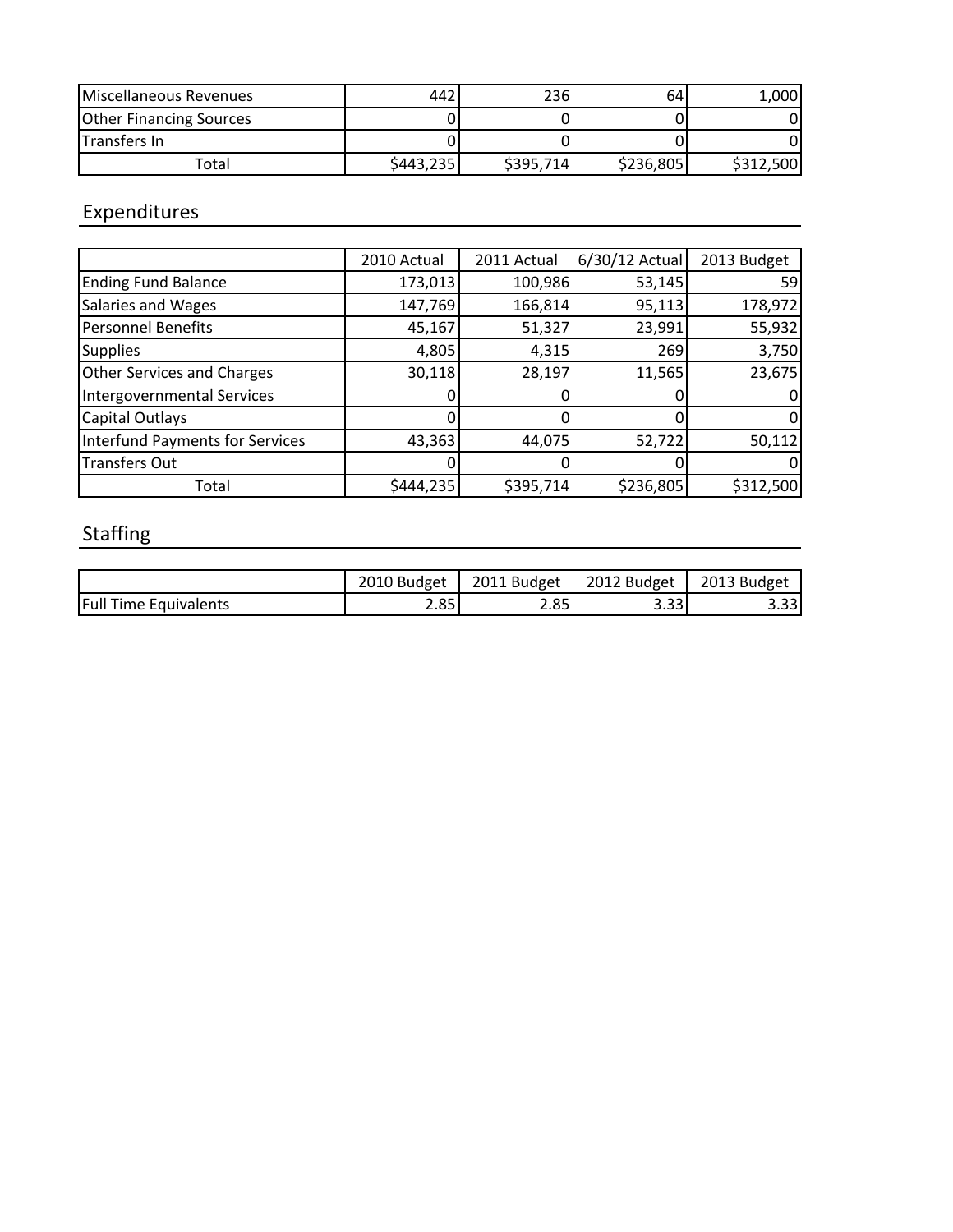| | | | | |
|---|---|---|---|---|
| Miscellaneous Revenues | 442 | 236 | 64 | 1,000 |
| Other Financing Sources | 0 | 0 | 0 | 0 |
| Transfers In | 0 | 0 | 0 | 0 |
| Total | $443,235 | $395,714 | $236,805 | $312,500 |

## Expenditures

| | 2010 Actual | 2011 Actual | 6/30/12 Actual | 2013 Budget |
|---|---|---|---|---|
| Ending Fund Balance | 173,013 | 100,986 | 53,145 | 59 |
| Salaries and Wages | 147,769 | 166,814 | 95,113 | 178,972 |
| Personnel Benefits | 45,167 | 51,327 | 23,991 | 55,932 |
| Supplies | 4,805 | 4,315 | 269 | 3,750 |
| Other Services and Charges | 30,118 | 28,197 | 11,565 | 23,675 |
| Intergovernmental Services | 0 | 0 | 0 | 0 |
| Capital Outlays | 0 | 0 | 0 | 0 |
| Interfund Payments for Services | 43,363 | 44,075 | 52,722 | 50,112 |
| Transfers Out | 0 | 0 | 0 | 0 |
| Total | $444,235 | $395,714 | $236,805 | $312,500 |

## Staffing

| | 2010 Budget | 2011 Budget | 2012 Budget | 2013 Budget |
|---|---|---|---|---|
| Full Time Equivalents | 2.85 | 2.85 | 3.33 | 3.33 |